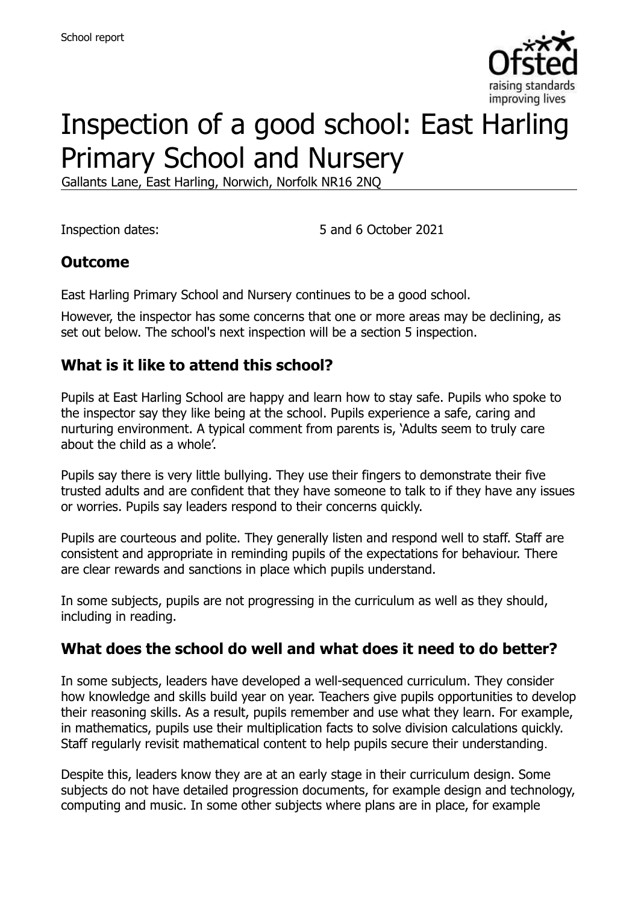School report

# Inspection of a good school: East Harling Primary School and Nursery

Gallants Lane, East Harling, Norwich, Norfolk NR16 2NQ

Inspection dates: 5 and 6 October 2021

## Outcome

East Harling Primary School and Nursery continues to be a good school.

However, the inspector has some concerns that one or more areas may be declining, as set out below. The school's next inspection will be a section 5 inspection.

## What is it like to attend this school?

Pupils at East Harling School are happy and learn how to stay safe. Pupils who spoke to the inspector say they like being at the school. Pupils experience a safe, caring and nurturing environment. A typical comment from parents is, 'Adults seem to truly care about the child as a whole'.

Pupils say there is very little bullying. They use their fingers to demonstrate their five trusted adults and are confident that they have someone to talk to if they have any issues or worries. Pupils say leaders respond to their concerns quickly.

Pupils are courteous and polite. They generally listen and respond well to staff. Staff are consistent and appropriate in reminding pupils of the expectations for behaviour. There are clear rewards and sanctions in place which pupils understand.

In some subjects, pupils are not progressing in the curriculum as well as they should, including in reading.

## What does the school do well and what does it need to do better?

In some subjects, leaders have developed a well-sequenced curriculum. They consider how knowledge and skills build year on year. Teachers give pupils opportunities to develop their reasoning skills. As a result, pupils remember and use what they learn. For example, in mathematics, pupils use their multiplication facts to solve division calculations quickly. Staff regularly revisit mathematical content to help pupils secure their understanding.

Despite this, leaders know they are at an early stage in their curriculum design. Some subjects do not have detailed progression documents, for example design and technology, computing and music. In some other subjects where plans are in place, for example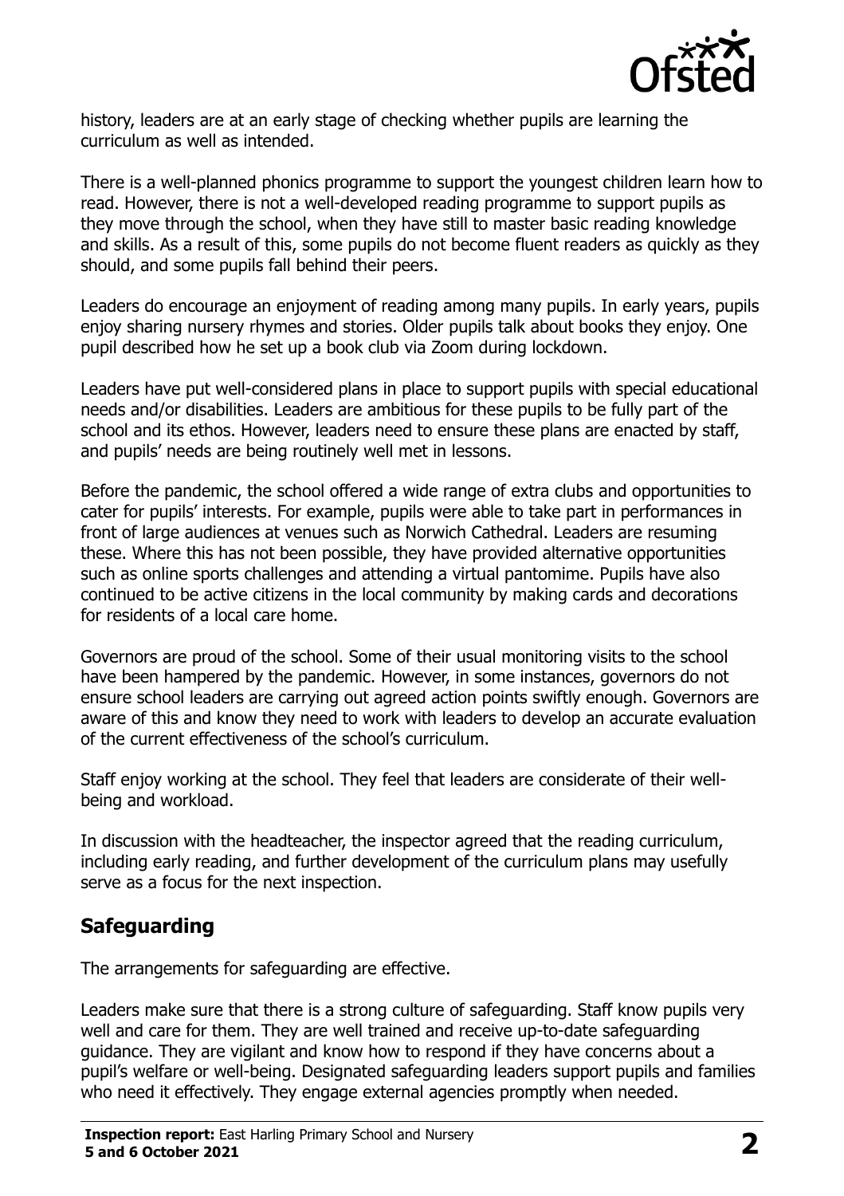history, leaders are at an early stage of checking whether pupils are learning the curriculum as well as intended.

There is a well-planned phonics programme to support the youngest children learn how to read. However, there is not a well-developed reading programme to support pupils as they move through the school, when they have still to master basic reading knowledge and skills. As a result of this, some pupils do not become fluent readers as quickly as they should, and some pupils fall behind their peers.

Leaders do encourage an enjoyment of reading among many pupils. In early years, pupils enjoy sharing nursery rhymes and stories. Older pupils talk about books they enjoy. One pupil described how he set up a book club via Zoom during lockdown.

Leaders have put well-considered plans in place to support pupils with special educational needs and/or disabilities. Leaders are ambitious for these pupils to be fully part of the school and its ethos. However, leaders need to ensure these plans are enacted by staff, and pupils' needs are being routinely well met in lessons.

Before the pandemic, the school offered a wide range of extra clubs and opportunities to cater for pupils' interests. For example, pupils were able to take part in performances in front of large audiences at venues such as Norwich Cathedral. Leaders are resuming these. Where this has not been possible, they have provided alternative opportunities such as online sports challenges and attending a virtual pantomime. Pupils have also continued to be active citizens in the local community by making cards and decorations for residents of a local care home.

Governors are proud of the school. Some of their usual monitoring visits to the school have been hampered by the pandemic. However, in some instances, governors do not ensure school leaders are carrying out agreed action points swiftly enough. Governors are aware of this and know they need to work with leaders to develop an accurate evaluation of the current effectiveness of the school's curriculum.

Staff enjoy working at the school. They feel that leaders are considerate of their well-being and workload.

In discussion with the headteacher, the inspector agreed that the reading curriculum, including early reading, and further development of the curriculum plans may usefully serve as a focus for the next inspection.

## Safeguarding

The arrangements for safeguarding are effective.

Leaders make sure that there is a strong culture of safeguarding. Staff know pupils very well and care for them. They are well trained and receive up-to-date safeguarding guidance. They are vigilant and know how to respond if they have concerns about a pupil's welfare or well-being. Designated safeguarding leaders support pupils and families who need it effectively. They engage external agencies promptly when needed.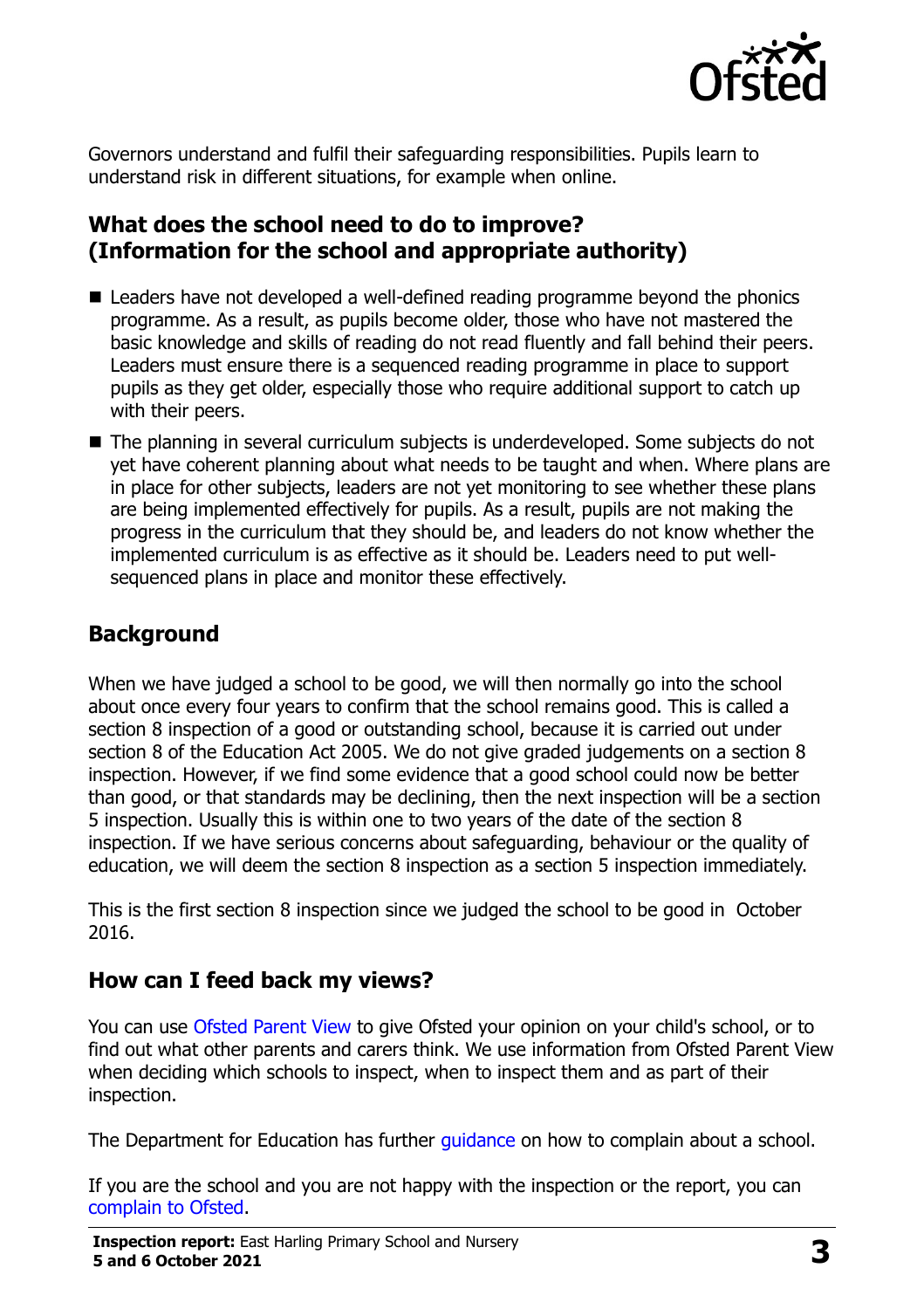Governors understand and fulfil their safeguarding responsibilities. Pupils learn to understand risk in different situations, for example when online.

## What does the school need to do to improve? (Information for the school and appropriate authority)

- Leaders have not developed a well-defined reading programme beyond the phonics programme. As a result, as pupils become older, those who have not mastered the basic knowledge and skills of reading do not read fluently and fall behind their peers. Leaders must ensure there is a sequenced reading programme in place to support pupils as they get older, especially those who require additional support to catch up with their peers.
- The planning in several curriculum subjects is underdeveloped. Some subjects do not yet have coherent planning about what needs to be taught and when. Where plans are in place for other subjects, leaders are not yet monitoring to see whether these plans are being implemented effectively for pupils. As a result, pupils are not making the progress in the curriculum that they should be, and leaders do not know whether the implemented curriculum is as effective as it should be. Leaders need to put well-sequenced plans in place and monitor these effectively.

## Background

When we have judged a school to be good, we will then normally go into the school about once every four years to confirm that the school remains good. This is called a section 8 inspection of a good or outstanding school, because it is carried out under section 8 of the Education Act 2005. We do not give graded judgements on a section 8 inspection. However, if we find some evidence that a good school could now be better than good, or that standards may be declining, then the next inspection will be a section 5 inspection. Usually this is within one to two years of the date of the section 8 inspection. If we have serious concerns about safeguarding, behaviour or the quality of education, we will deem the section 8 inspection as a section 5 inspection immediately.

This is the first section 8 inspection since we judged the school to be good in October 2016.

## How can I feed back my views?

You can use Ofsted Parent View to give Ofsted your opinion on your child's school, or to find out what other parents and carers think. We use information from Ofsted Parent View when deciding which schools to inspect, when to inspect them and as part of their inspection.

The Department for Education has further guidance on how to complain about a school.

If you are the school and you are not happy with the inspection or the report, you can complain to Ofsted.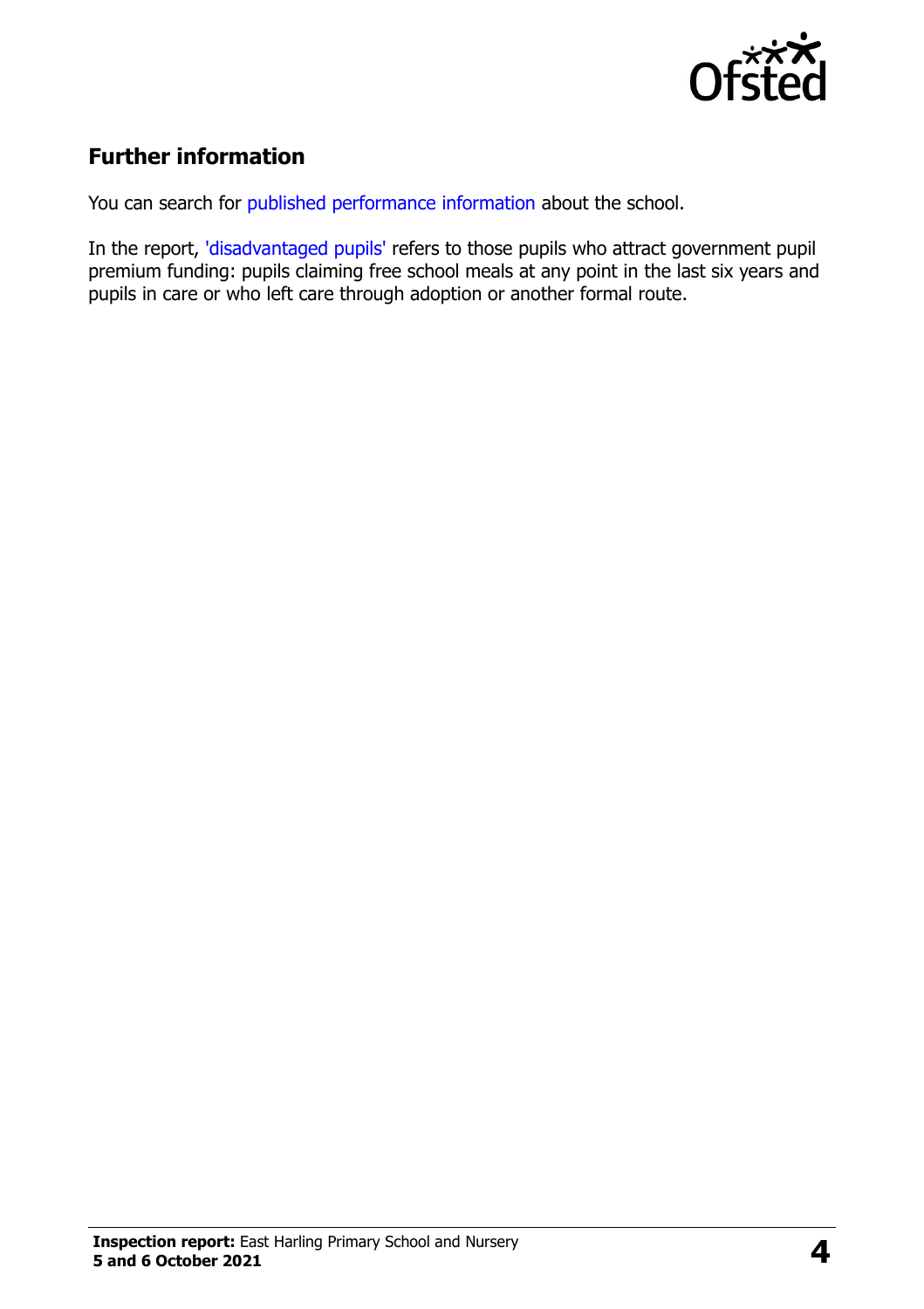## Further information

You can search for published performance information about the school.

In the report, 'disadvantaged pupils' refers to those pupils who attract government pupil premium funding: pupils claiming free school meals at any point in the last six years and pupils in care or who left care through adoption or another formal route.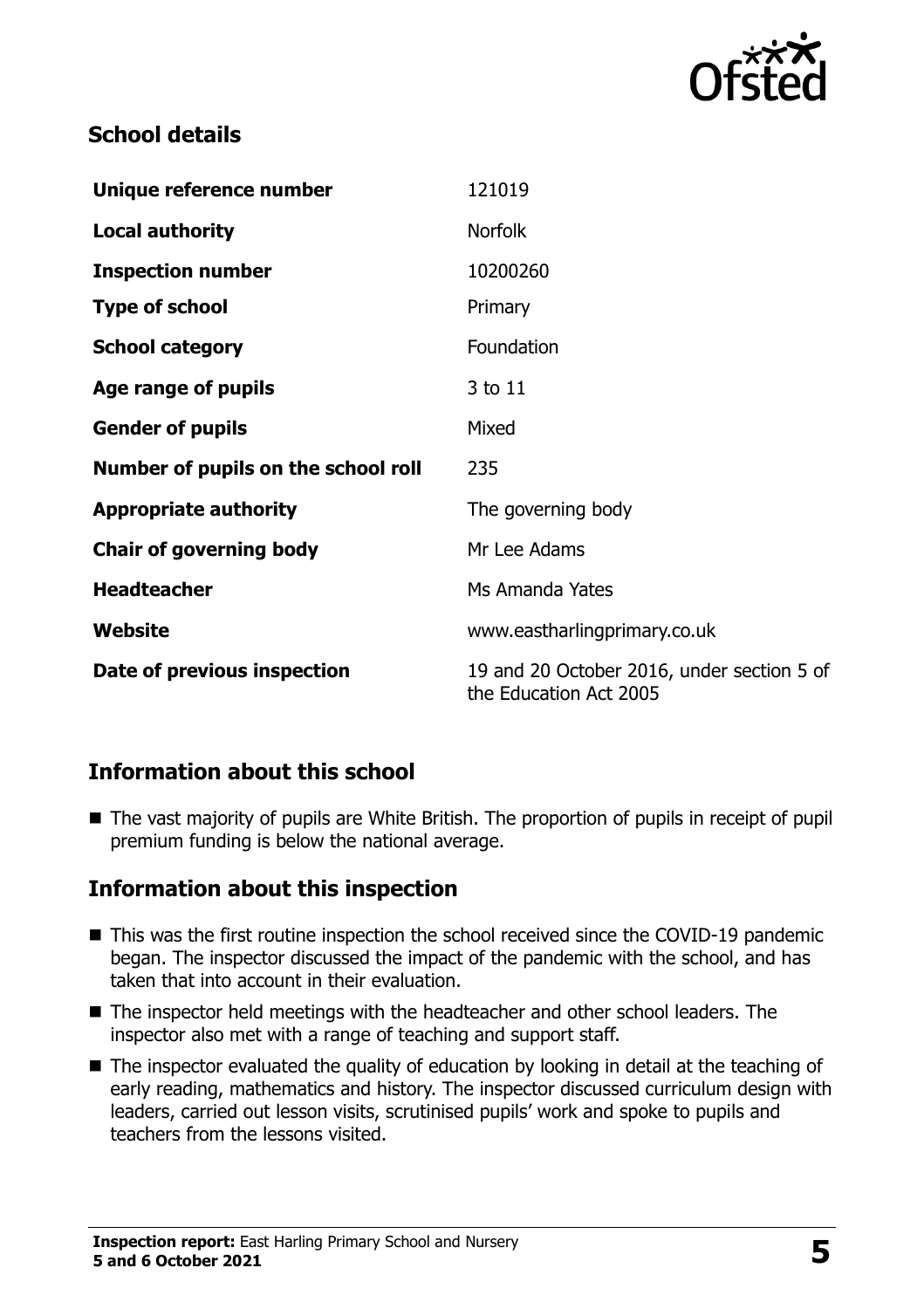## School details

| | |
|---|---|
| **Unique reference number** | 121019 |
| **Local authority** | Norfolk |
| **Inspection number** | 10200260 |
| **Type of school** | Primary |
| **School category** | Foundation |
| **Age range of pupils** | 3 to 11 |
| **Gender of pupils** | Mixed |
| **Number of pupils on the school roll** | 235 |
| **Appropriate authority** | The governing body |
| **Chair of governing body** | Mr Lee Adams |
| **Headteacher** | Ms Amanda Yates |
| **Website** | www.eastharlingprimary.co.uk |
| **Date of previous inspection** | 19 and 20 October 2016, under section 5 of the Education Act 2005 |

## Information about this school

- The vast majority of pupils are White British. The proportion of pupils in receipt of pupil premium funding is below the national average.

## Information about this inspection

- This was the first routine inspection the school received since the COVID-19 pandemic began. The inspector discussed the impact of the pandemic with the school, and has taken that into account in their evaluation.
- The inspector held meetings with the headteacher and other school leaders. The inspector also met with a range of teaching and support staff.
- The inspector evaluated the quality of education by looking in detail at the teaching of early reading, mathematics and history. The inspector discussed curriculum design with leaders, carried out lesson visits, scrutinised pupils' work and spoke to pupils and teachers from the lessons visited.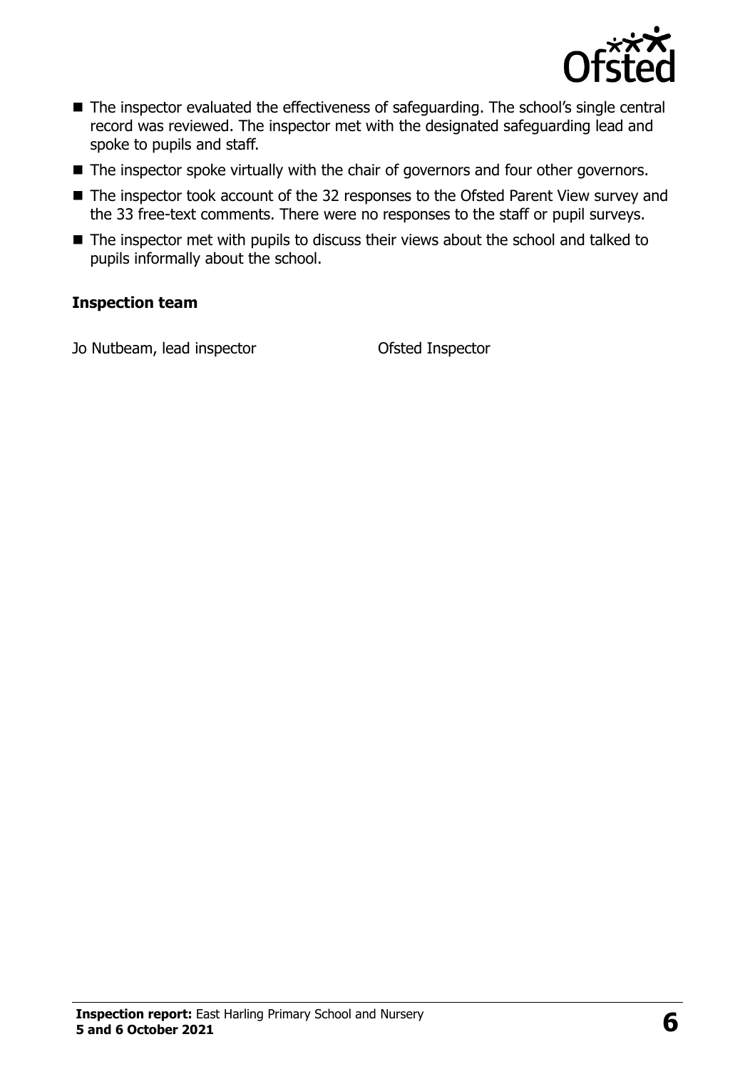- The inspector evaluated the effectiveness of safeguarding. The school's single central record was reviewed. The inspector met with the designated safeguarding lead and spoke to pupils and staff.
- The inspector spoke virtually with the chair of governors and four other governors.
- The inspector took account of the 32 responses to the Ofsted Parent View survey and the 33 free-text comments. There were no responses to the staff or pupil surveys.
- The inspector met with pupils to discuss their views about the school and talked to pupils informally about the school.

### Inspection team

| | |
|---|---|
| Jo Nutbeam, lead inspector | Ofsted Inspector |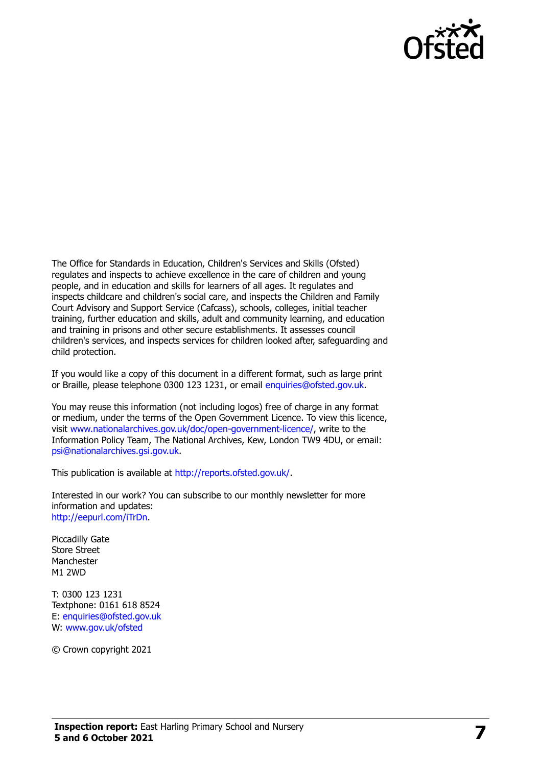The Office for Standards in Education, Children's Services and Skills (Ofsted) regulates and inspects to achieve excellence in the care of children and young people, and in education and skills for learners of all ages. It regulates and inspects childcare and children's social care, and inspects the Children and Family Court Advisory and Support Service (Cafcass), schools, colleges, initial teacher training, further education and skills, adult and community learning, and education and training in prisons and other secure establishments. It assesses council children's services, and inspects services for children looked after, safeguarding and child protection.

If you would like a copy of this document in a different format, such as large print or Braille, please telephone 0300 123 1231, or email enquiries@ofsted.gov.uk.

You may reuse this information (not including logos) free of charge in any format or medium, under the terms of the Open Government Licence. To view this licence, visit www.nationalarchives.gov.uk/doc/open-government-licence/, write to the Information Policy Team, The National Archives, Kew, London TW9 4DU, or email: psi@nationalarchives.gsi.gov.uk.

This publication is available at http://reports.ofsted.gov.uk/.

Interested in our work? You can subscribe to our monthly newsletter for more information and updates: http://eepurl.com/iTrDn.

Piccadilly Gate
Store Street
Manchester
M1 2WD

T: 0300 123 1231
Textphone: 0161 618 8524
E: enquiries@ofsted.gov.uk
W: www.gov.uk/ofsted

© Crown copyright 2021